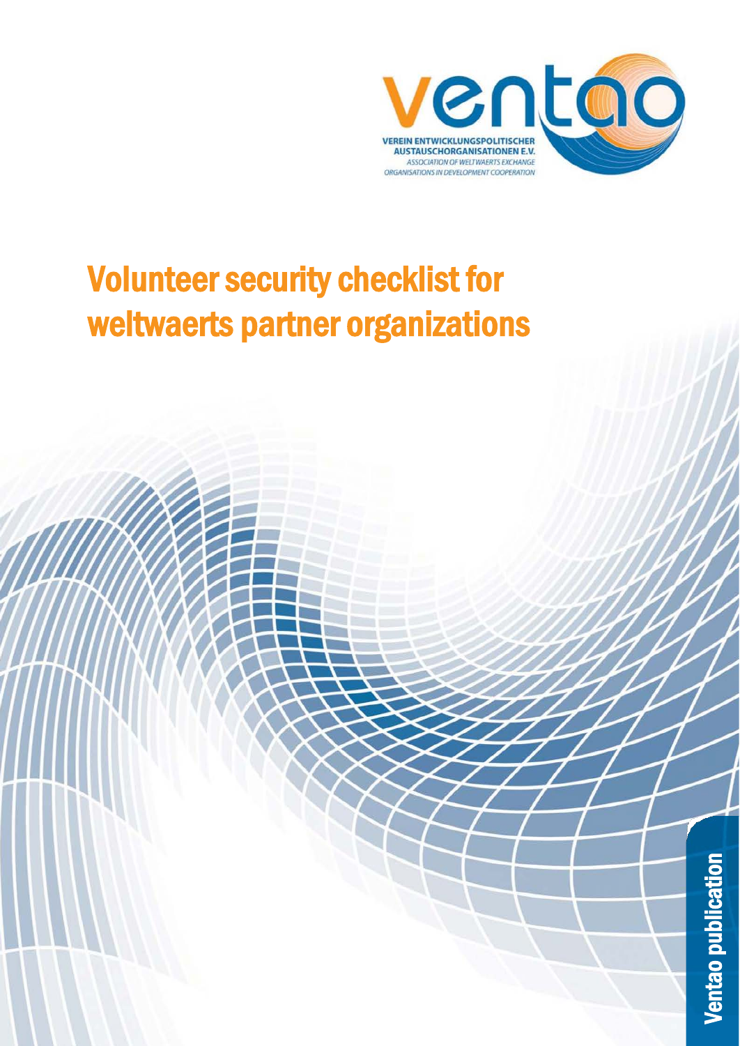ventao

VEREIN ENTWICKLUNGSPOLITISCHER AUSTAUSCHORGANISATIONEN E.V.

*ASSOCIATION OF WELTWAERTS EXCHANGE ORGANISATIONS IN DEVELOPMENT COOPERATION*

# Volunteer security checklist for weltwaerts partner organizations

Ventao publication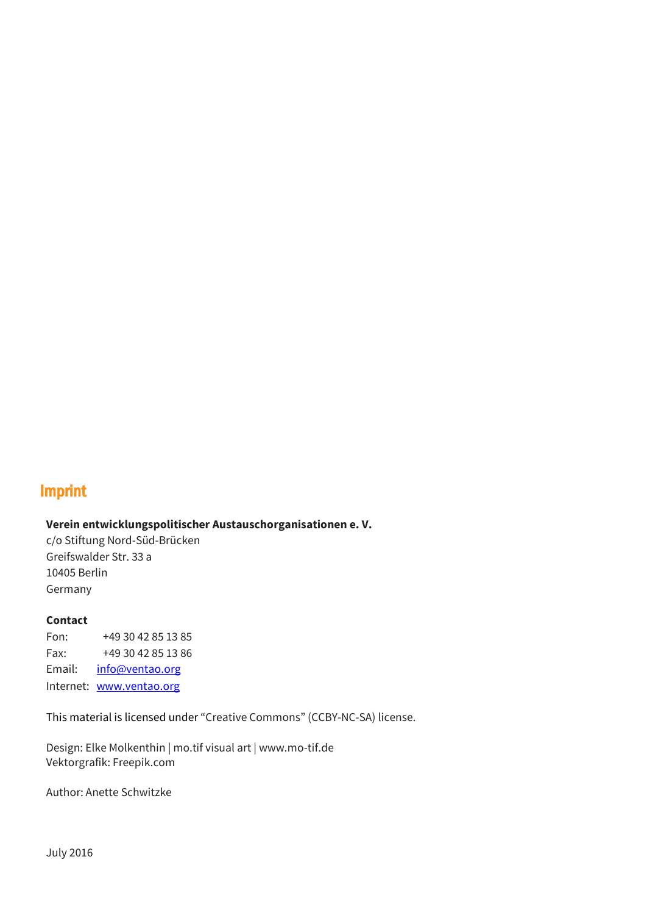# Imprint

**Verein entwicklungspolitischer Austauschorganisationen e. V.**
c/o Stiftung Nord-Süd-Brücken
Greifswalder Str. 33 a
10405 Berlin
Germany

**Contact**
Fon: +49 30 42 85 13 85
Fax: +49 30 42 85 13 86
Email: info@ventao.org
Internet: www.ventao.org

This material is licensed under "Creative Commons" (CCBY-NC-SA) license.

Design: Elke Molkenthin | mo.tif visual art | www.mo-tif.de
Vektorgrafik: Freepik.com

Author: Anette Schwitzke

July 2016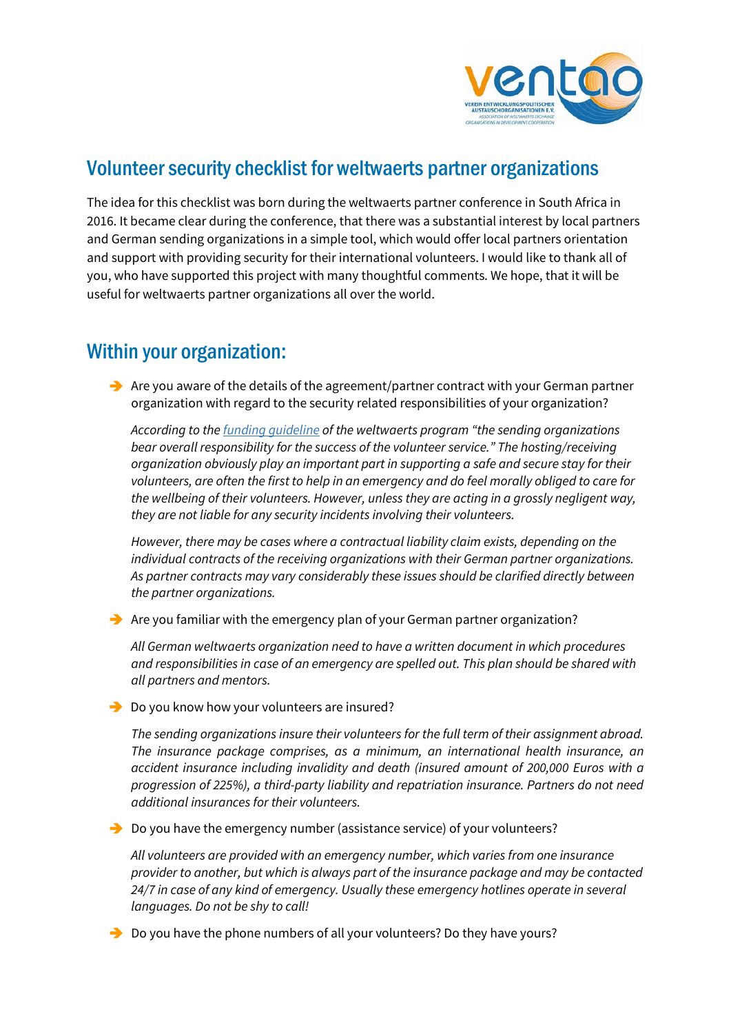## Volunteer security checklist for weltwaerts partner organizations

The idea for this checklist was born during the weltwaerts partner conference in South Africa in 2016. It became clear during the conference, that there was a substantial interest by local partners and German sending organizations in a simple tool, which would offer local partners orientation and support with providing security for their international volunteers. I would like to thank all of you, who have supported this project with many thoughtful comments. We hope, that it will be useful for weltwaerts partner organizations all over the world.

## Within your organization:

- Are you aware of the details of the agreement/partner contract with your German partner organization with regard to the security related responsibilities of your organization?

  *According to the funding guideline of the weltwaerts program "the sending organizations bear overall responsibility for the success of the volunteer service." The hosting/receiving organization obviously play an important part in supporting a safe and secure stay for their volunteers, are often the first to help in an emergency and do feel morally obliged to care for the wellbeing of their volunteers. However, unless they are acting in a grossly negligent way, they are not liable for any security incidents involving their volunteers.*

  *However, there may be cases where a contractual liability claim exists, depending on the individual contracts of the receiving organizations with their German partner organizations. As partner contracts may vary considerably these issues should be clarified directly between the partner organizations.*

- Are you familiar with the emergency plan of your German partner organization?

  *All German weltwaerts organization need to have a written document in which procedures and responsibilities in case of an emergency are spelled out. This plan should be shared with all partners and mentors.*

- Do you know how your volunteers are insured?

  *The sending organizations insure their volunteers for the full term of their assignment abroad. The insurance package comprises, as a minimum, an international health insurance, an accident insurance including invalidity and death (insured amount of 200,000 Euros with a progression of 225%), a third-party liability and repatriation insurance. Partners do not need additional insurances for their volunteers.*

- Do you have the emergency number (assistance service) of your volunteers?

  *All volunteers are provided with an emergency number, which varies from one insurance provider to another, but which is always part of the insurance package and may be contacted 24/7 in case of any kind of emergency. Usually these emergency hotlines operate in several languages. Do not be shy to call!*

- Do you have the phone numbers of all your volunteers? Do they have yours?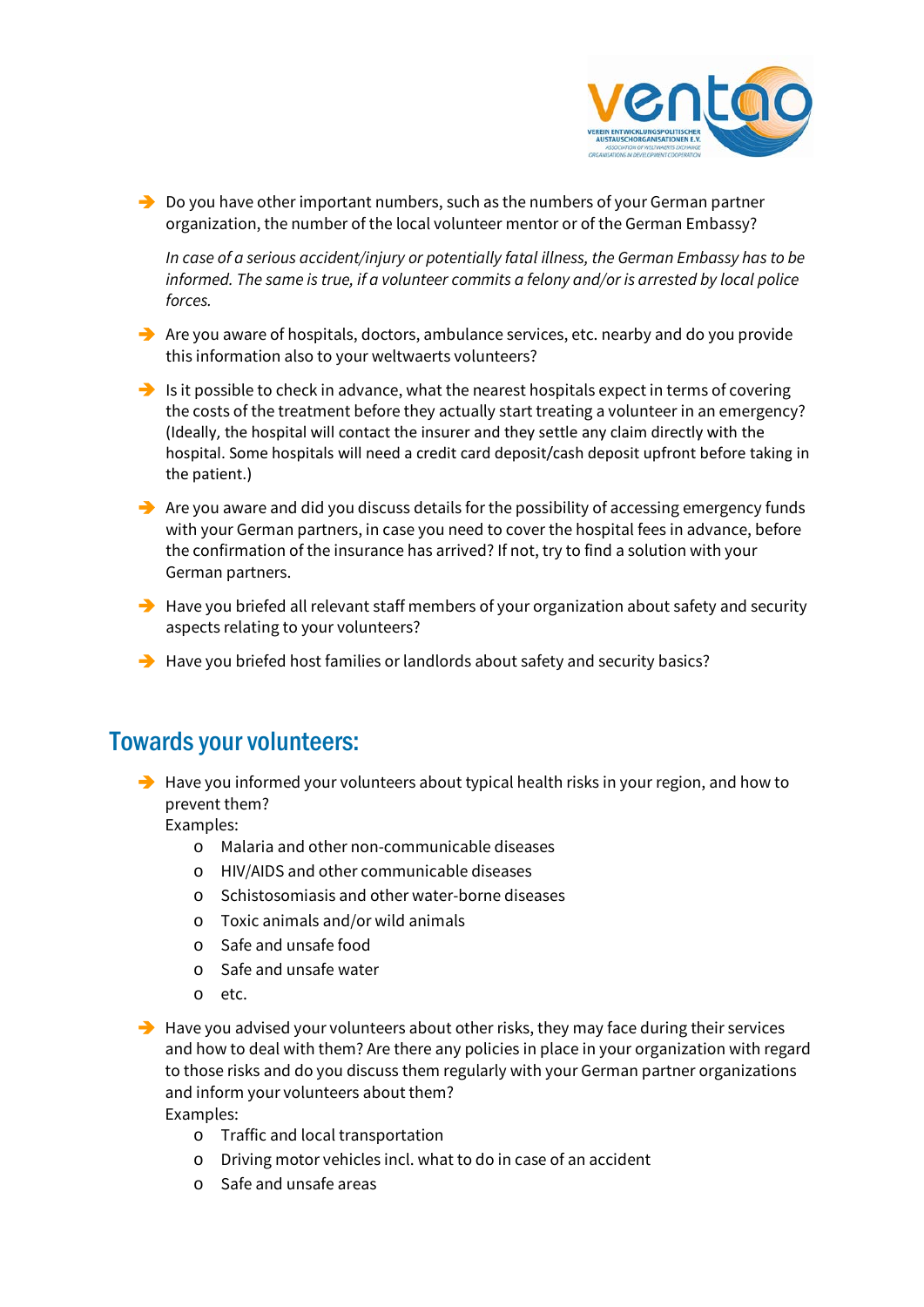- Do you have other important numbers, such as the numbers of your German partner organization, the number of the local volunteer mentor or of the German Embassy?

  *In case of a serious accident/injury or potentially fatal illness, the German Embassy has to be informed. The same is true, if a volunteer commits a felony and/or is arrested by local police forces.*

- Are you aware of hospitals, doctors, ambulance services, etc. nearby and do you provide this information also to your weltwaerts volunteers?

- Is it possible to check in advance, what the nearest hospitals expect in terms of covering the costs of the treatment before they actually start treating a volunteer in an emergency? (Ideally, the hospital will contact the insurer and they settle any claim directly with the hospital. Some hospitals will need a credit card deposit/cash deposit upfront before taking in the patient.)

- Are you aware and did you discuss details for the possibility of accessing emergency funds with your German partners, in case you need to cover the hospital fees in advance, before the confirmation of the insurance has arrived? If not, try to find a solution with your German partners.

- Have you briefed all relevant staff members of your organization about safety and security aspects relating to your volunteers?

- Have you briefed host families or landlords about safety and security basics?

## Towards your volunteers:

- Have you informed your volunteers about typical health risks in your region, and how to prevent them?
  Examples:
  - Malaria and other non-communicable diseases
  - HIV/AIDS and other communicable diseases
  - Schistosomiasis and other water-borne diseases
  - Toxic animals and/or wild animals
  - Safe and unsafe food
  - Safe and unsafe water
  - etc.

- Have you advised your volunteers about other risks, they may face during their services and how to deal with them? Are there any policies in place in your organization with regard to those risks and do you discuss them regularly with your German partner organizations and inform your volunteers about them?
  Examples:
  - Traffic and local transportation
  - Driving motor vehicles incl. what to do in case of an accident
  - Safe and unsafe areas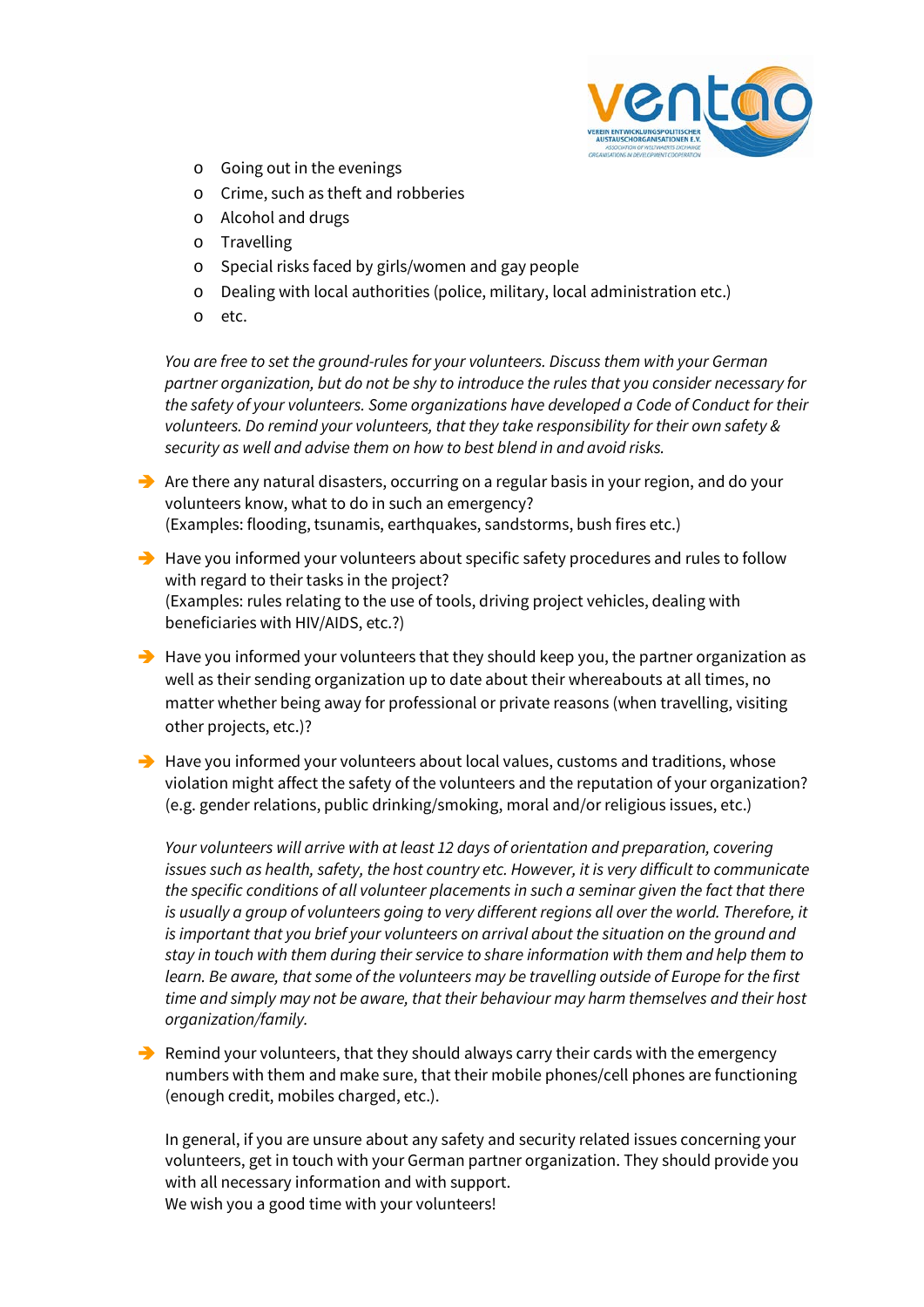- Going out in the evenings
- Crime, such as theft and robberies
- Alcohol and drugs
- Travelling
- Special risks faced by girls/women and gay people
- Dealing with local authorities (police, military, local administration etc.)
- etc.

*You are free to set the ground-rules for your volunteers. Discuss them with your German partner organization, but do not be shy to introduce the rules that you consider necessary for the safety of your volunteers. Some organizations have developed a Code of Conduct for their volunteers. Do remind your volunteers, that they take responsibility for their own safety & security as well and advise them on how to best blend in and avoid risks.*

➔ Are there any natural disasters, occurring on a regular basis in your region, and do your volunteers know, what to do in such an emergency?
(Examples: flooding, tsunamis, earthquakes, sandstorms, bush fires etc.)

➔ Have you informed your volunteers about specific safety procedures and rules to follow with regard to their tasks in the project?
(Examples: rules relating to the use of tools, driving project vehicles, dealing with beneficiaries with HIV/AIDS, etc.?)

➔ Have you informed your volunteers that they should keep you, the partner organization as well as their sending organization up to date about their whereabouts at all times, no matter whether being away for professional or private reasons (when travelling, visiting other projects, etc.)?

➔ Have you informed your volunteers about local values, customs and traditions, whose violation might affect the safety of the volunteers and the reputation of your organization? (e.g. gender relations, public drinking/smoking, moral and/or religious issues, etc.)

*Your volunteers will arrive with at least 12 days of orientation and preparation, covering issues such as health, safety, the host country etc. However, it is very difficult to communicate the specific conditions of all volunteer placements in such a seminar given the fact that there is usually a group of volunteers going to very different regions all over the world. Therefore, it is important that you brief your volunteers on arrival about the situation on the ground and stay in touch with them during their service to share information with them and help them to learn. Be aware, that some of the volunteers may be travelling outside of Europe for the first time and simply may not be aware, that their behaviour may harm themselves and their host organization/family.*

➔ Remind your volunteers, that they should always carry their cards with the emergency numbers with them and make sure, that their mobile phones/cell phones are functioning (enough credit, mobiles charged, etc.).

In general, if you are unsure about any safety and security related issues concerning your volunteers, get in touch with your German partner organization. They should provide you with all necessary information and with support.
We wish you a good time with your volunteers!